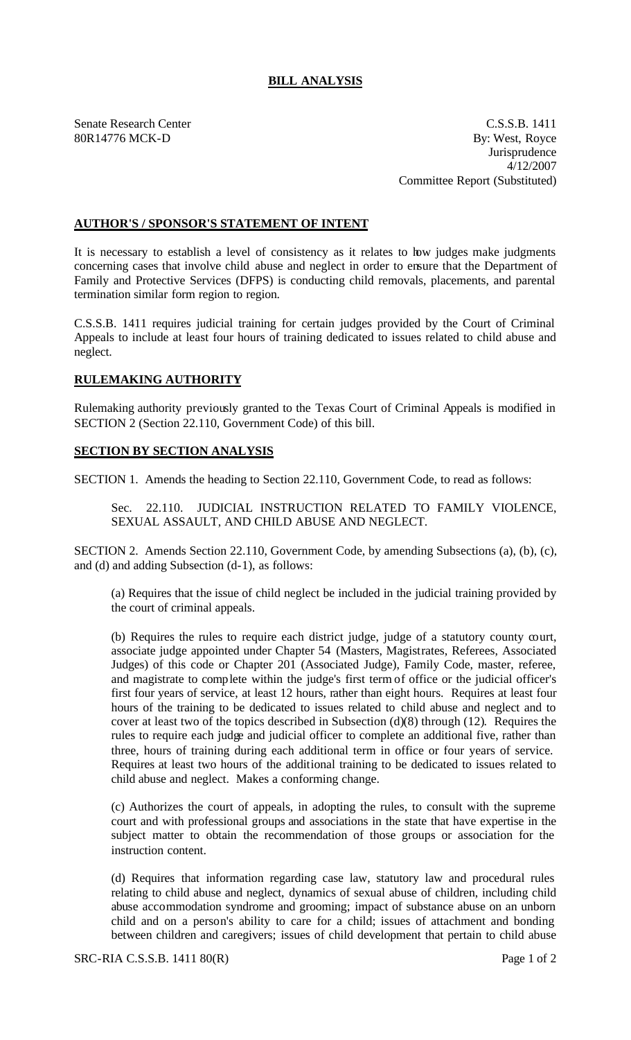# BILL ANALYSIS

Senate Research Center
80R14776 MCK-D

C.S.S.B. 1411
By: West, Royce
Jurisprudence
4/12/2007
Committee Report (Substituted)

## AUTHOR'S / SPONSOR'S STATEMENT OF INTENT

It is necessary to establish a level of consistency as it relates to how judges make judgments concerning cases that involve child abuse and neglect in order to ensure that the Department of Family and Protective Services (DFPS) is conducting child removals, placements, and parental termination similar form region to region.

C.S.S.B. 1411 requires judicial training for certain judges provided by the Court of Criminal Appeals to include at least four hours of training dedicated to issues related to child abuse and neglect.

## RULEMAKING AUTHORITY

Rulemaking authority previously granted to the Texas Court of Criminal Appeals is modified in SECTION 2 (Section 22.110, Government Code) of this bill.

## SECTION BY SECTION ANALYSIS

SECTION 1. Amends the heading to Section 22.110, Government Code, to read as follows:

> Sec. 22.110. JUDICIAL INSTRUCTION RELATED TO FAMILY VIOLENCE, SEXUAL ASSAULT, AND CHILD ABUSE AND NEGLECT.

SECTION 2. Amends Section 22.110, Government Code, by amending Subsections (a), (b), (c), and (d) and adding Subsection (d-1), as follows:

> (a) Requires that the issue of child neglect be included in the judicial training provided by the court of criminal appeals.
>
> (b) Requires the rules to require each district judge, judge of a statutory county court, associate judge appointed under Chapter 54 (Masters, Magistrates, Referees, Associated Judges) of this code or Chapter 201 (Associated Judge), Family Code, master, referee, and magistrate to complete within the judge's first term of office or the judicial officer's first four years of service, at least 12 hours, rather than eight hours. Requires at least four hours of the training to be dedicated to issues related to child abuse and neglect and to cover at least two of the topics described in Subsection (d)(8) through (12). Requires the rules to require each judge and judicial officer to complete an additional five, rather than three, hours of training during each additional term in office or four years of service. Requires at least two hours of the additional training to be dedicated to issues related to child abuse and neglect. Makes a conforming change.
>
> (c) Authorizes the court of appeals, in adopting the rules, to consult with the supreme court and with professional groups and associations in the state that have expertise in the subject matter to obtain the recommendation of those groups or association for the instruction content.
>
> (d) Requires that information regarding case law, statutory law and procedural rules relating to child abuse and neglect, dynamics of sexual abuse of children, including child abuse accommodation syndrome and grooming; impact of substance abuse on an unborn child and on a person's ability to care for a child; issues of attachment and bonding between children and caregivers; issues of child development that pertain to child abuse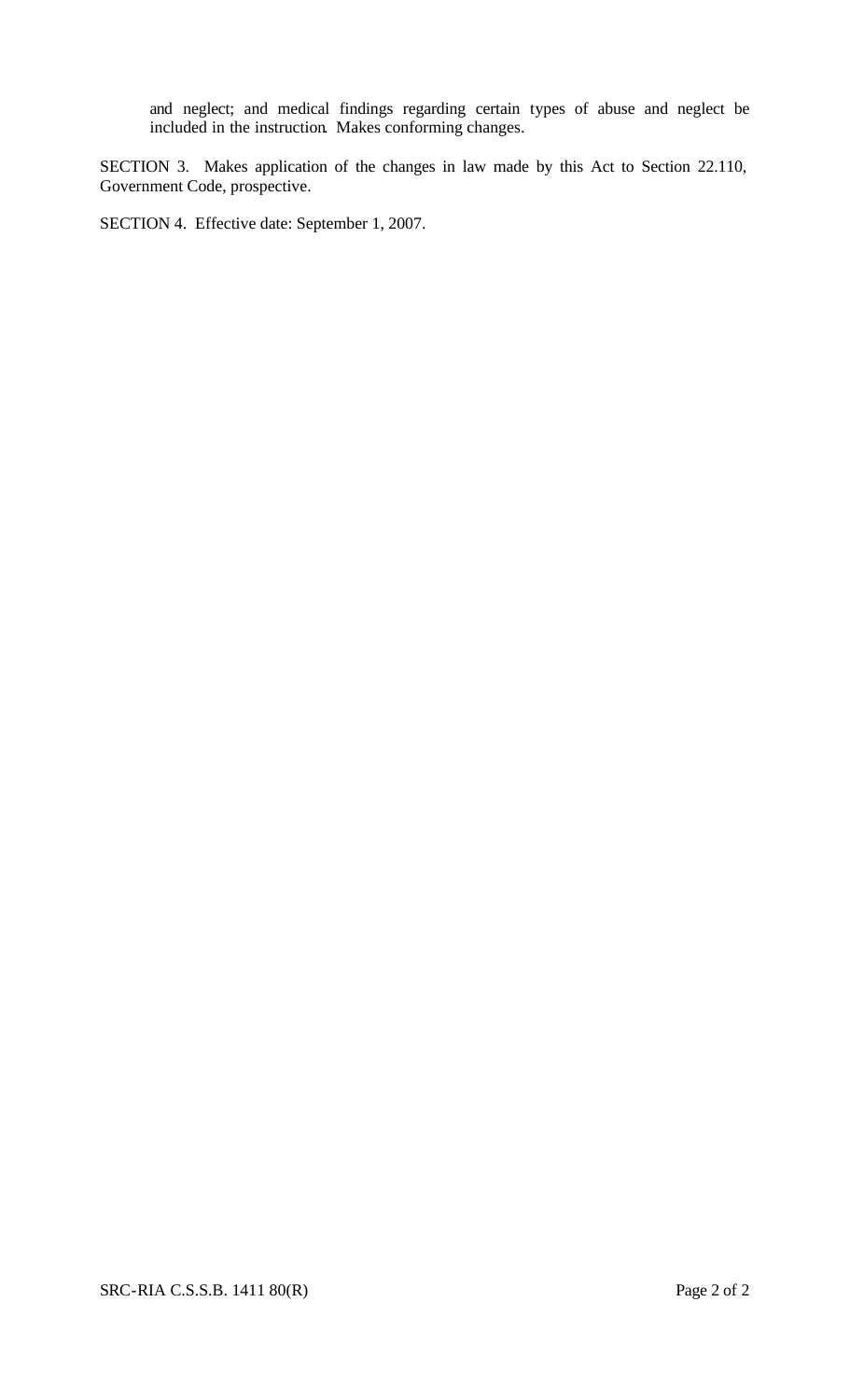and neglect; and medical findings regarding certain types of abuse and neglect be included in the instruction. Makes conforming changes.

SECTION 3. Makes application of the changes in law made by this Act to Section 22.110, Government Code, prospective.

SECTION 4. Effective date: September 1, 2007.